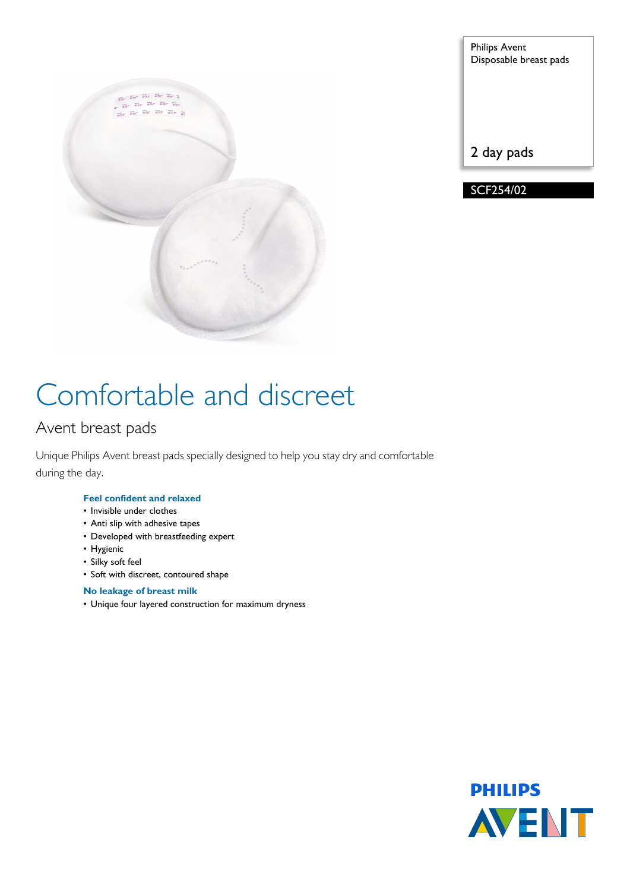Philips Avent
Disposable breast pads

2 day pads

SCF254/02

# Comfortable and discreet

## Avent breast pads

Unique Philips Avent breast pads specially designed to help you stay dry and comfortable during the day.

### Feel confident and relaxed

- Invisible under clothes
- Anti slip with adhesive tapes
- Developed with breastfeeding expert
- Hygienic
- Silky soft feel
- Soft with discreet, contoured shape

### No leakage of breast milk

- Unique four layered construction for maximum dryness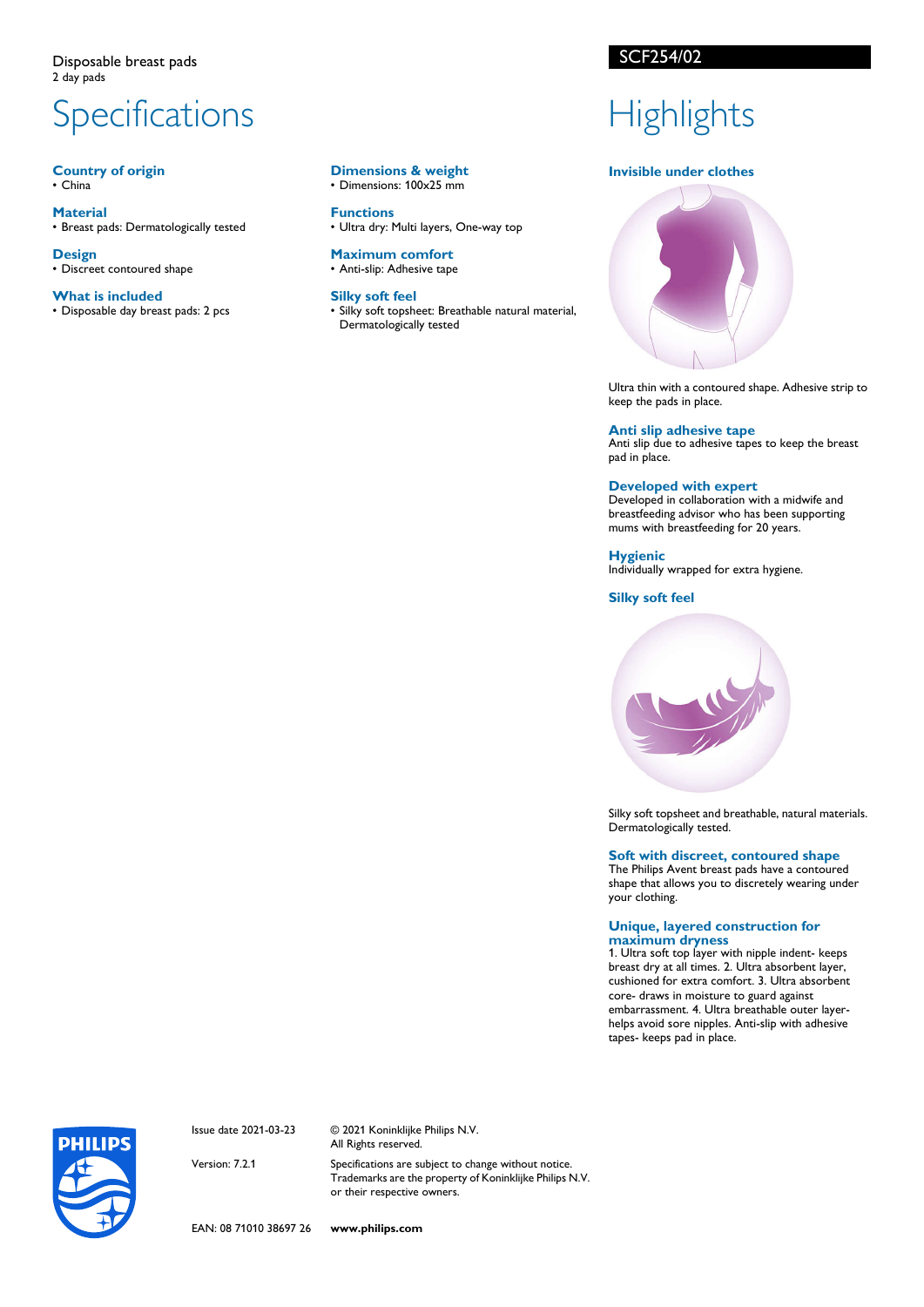Disposable breast pads
2 day pads

# Specifications

### Country of origin
- China

### Material
- Breast pads: Dermatologically tested

### Design
- Discreet contoured shape

### What is included
- Disposable day breast pads: 2 pcs

### Dimensions & weight
- Dimensions: 100x25 mm

### Functions
- Ultra dry: Multi layers, One-way top

### Maximum comfort
- Anti-slip: Adhesive tape

### Silky soft feel
- Silky soft topsheet: Breathable natural material, Dermatologically tested

SCF254/02

# Highlights

### Invisible under clothes

Ultra thin with a contoured shape. Adhesive strip to keep the pads in place.

### Anti slip adhesive tape
Anti slip due to adhesive tapes to keep the breast pad in place.

### Developed with expert
Developed in collaboration with a midwife and breastfeeding advisor who has been supporting mums with breastfeeding for 20 years.

### Hygienic
Individually wrapped for extra hygiene.

### Silky soft feel

Silky soft topsheet and breathable, natural materials. Dermatologically tested.

### Soft with discreet, contoured shape
The Philips Avent breast pads have a contoured shape that allows you to discretely wearing under your clothing.

### Unique, layered construction for maximum dryness
1. Ultra soft top layer with nipple indent- keeps breast dry at all times. 2. Ultra absorbent layer, cushioned for extra comfort. 3. Ultra absorbent core- draws in moisture to guard against embarrassment. 4. Ultra breathable outer layer- helps avoid sore nipples. Anti-slip with adhesive tapes- keeps pad in place.

Issue date 2021-03-23

Version: 7.2.1

EAN: 08 71010 38697 26

© 2021 Koninklijke Philips N.V.
All Rights reserved.

Specifications are subject to change without notice. Trademarks are the property of Koninklijke Philips N.V. or their respective owners.

**www.philips.com**